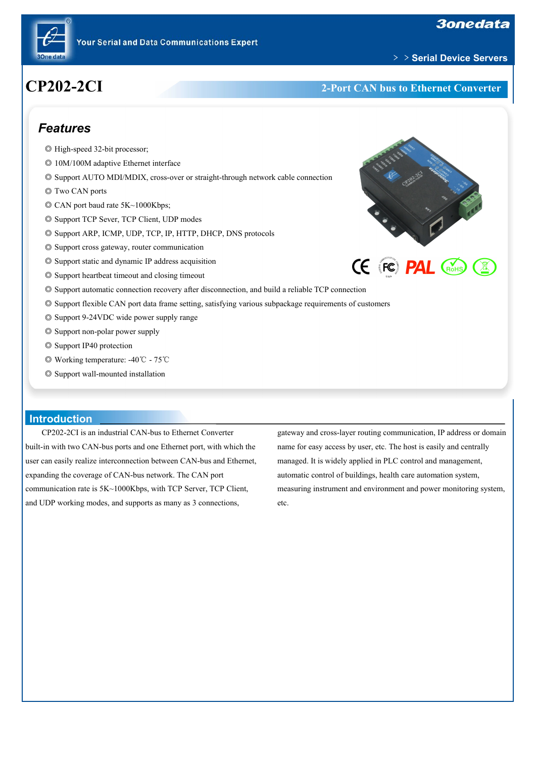# CP202-2CI

**2-Port CAN bus to Ethernet Converter**

## Features

- ◎ High-speed 32-bit processor;
- ◎ 10M/100M adaptive Ethernet interface
- ◎ Support AUTO MDI/MDIX, cross-over or straight-through network cable connection
- ◎ Two CAN ports
- ◎ CAN port baud rate 5K~1000Kbps;
- ◎ Support TCP Sever, TCP Client, UDP modes
- ◎ Support ARP, ICMP, UDP, TCP, IP, HTTP, DHCP, DNS protocols
- ◎ Support cross gateway, router communication
- ◎ Support static and dynamic IP address acquisition
- ◎ Support heartbeat timeout and closing timeout
- ◎ Support automatic connection recovery after disconnection, and build a reliable TCP connection
- ◎ Support flexible CAN port data frame setting, satisfying various subpackage requirements of customers
- ◎ Support 9-24VDC wide power supply range
- ◎ Support non-polar power supply
- ◎ Support IP40 protection
- ◎ Working temperature: -40℃ - 75℃
- ◎ Support wall-mounted installation

## Introduction

CP202-2CI is an industrial CAN-bus to Ethernet Converter built-in with two CAN-bus ports and one Ethernet port, with which the user can easily realize interconnection between CAN-bus and Ethernet, expanding the coverage of CAN-bus network. The CAN port communication rate is 5K~1000Kbps, with TCP Server, TCP Client, and UDP working modes, and supports as many as 3 connections, gateway and cross-layer routing communication, IP address or domain name for easy access by user, etc. The host is easily and centrally managed. It is widely applied in PLC control and management, automatic control of buildings, health care automation system, measuring instrument and environment and power monitoring system, etc.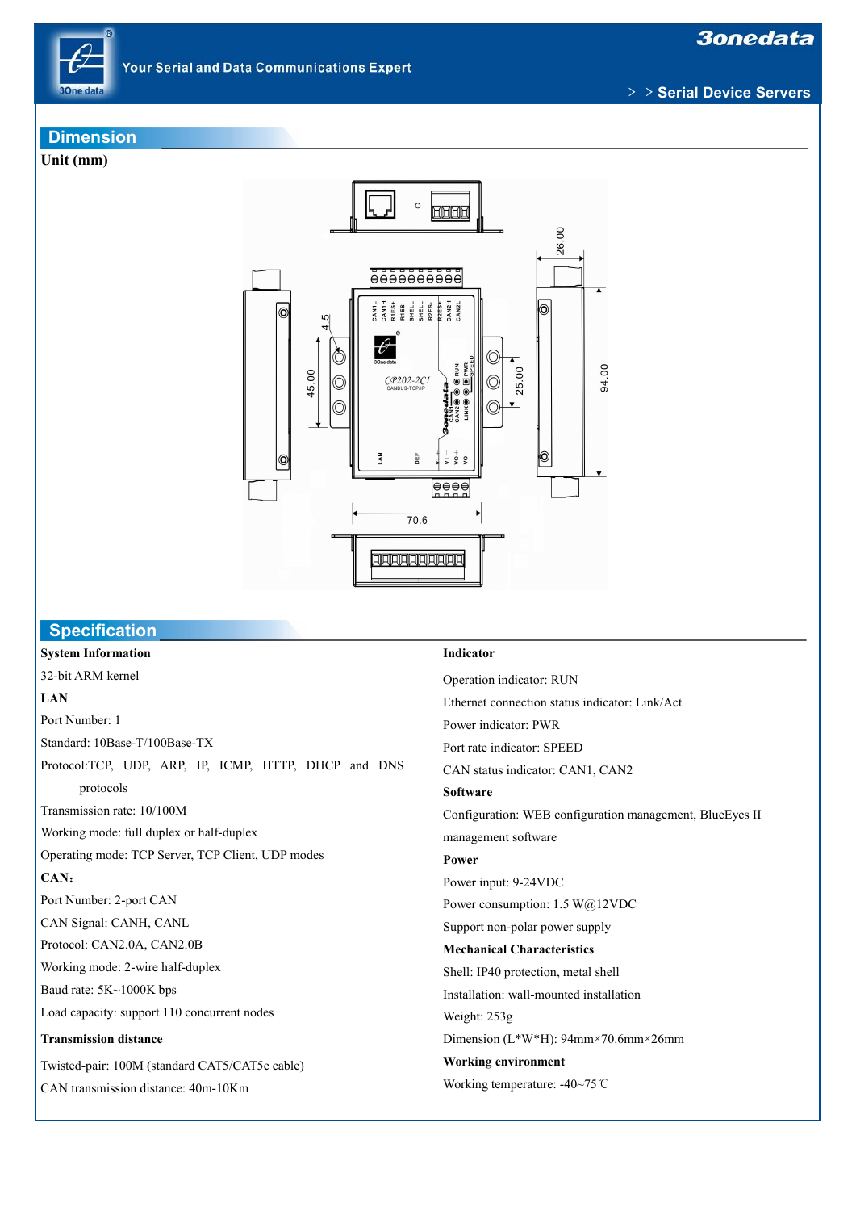## Dimension

**Unit (mm)**

## Specification

**System Information**

32-bit ARM kernel

**LAN**

Port Number: 1

Standard: 10Base-T/100Base-TX

Protocol:TCP, UDP, ARP, IP, ICMP, HTTP, DHCP and DNS protocols

Transmission rate: 10/100M

Working mode: full duplex or half-duplex

Operating mode: TCP Server, TCP Client, UDP modes

**CAN：**

Port Number: 2-port CAN

CAN Signal: CANH, CANL

Protocol: CAN2.0A, CAN2.0B

Working mode: 2-wire half-duplex

Baud rate: 5K~1000K bps

Load capacity: support 110 concurrent nodes

**Transmission distance**

Twisted-pair: 100M (standard CAT5/CAT5e cable)

CAN transmission distance: 40m-10Km

**Indicator**

Operation indicator: RUN

Ethernet connection status indicator: Link/Act

Power indicator: PWR

Port rate indicator: SPEED

CAN status indicator: CAN1, CAN2

**Software**

Configuration: WEB configuration management, BlueEyes II management software

**Power**

Power input: 9-24VDC

Power consumption: 1.5 W@12VDC

Support non-polar power supply

**Mechanical Characteristics**

Shell: IP40 protection, metal shell

Installation: wall-mounted installation

Weight: 253g

Dimension (L*W*H): 94mm×70.6mm×26mm

**Working environment**

Working temperature: -40~75℃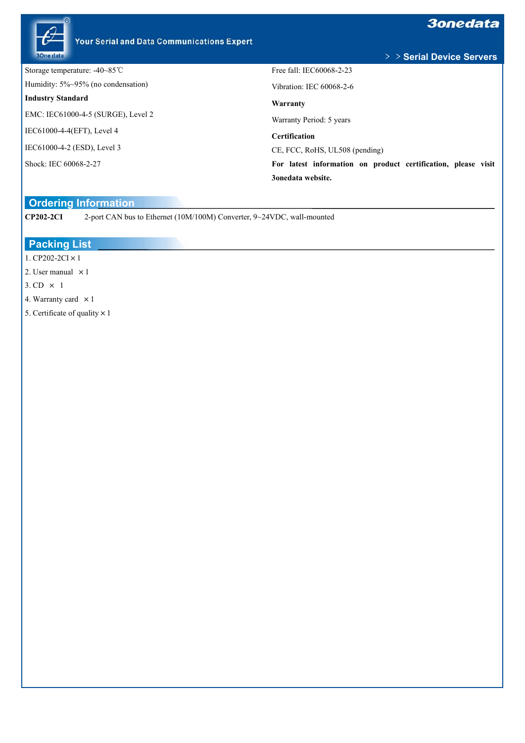Storage temperature: -40~85℃

Humidity: 5%~95% (no condensation)

**Industry Standard**

EMC: IEC61000-4-5 (SURGE), Level 2

IEC61000-4-4(EFT), Level 4

IEC61000-4-2 (ESD), Level 3

Shock: IEC 60068-2-27

Free fall: IEC60068-2-23

Vibration: IEC 60068-2-6

**Warranty**

Warranty Period: 5 years

**Certification**

CE, FCC, RoHS, UL508 (pending)

**For latest information on product certification, please visit 3onedata website.**

## Ordering Information

**CP202-2CI** 2-port CAN bus to Ethernet (10M/100M) Converter, 9~24VDC, wall-mounted

## Packing List

1. CP202-2CI × 1
2. User manual × 1
3. CD × 1
4. Warranty card × 1
5. Certificate of quality × 1